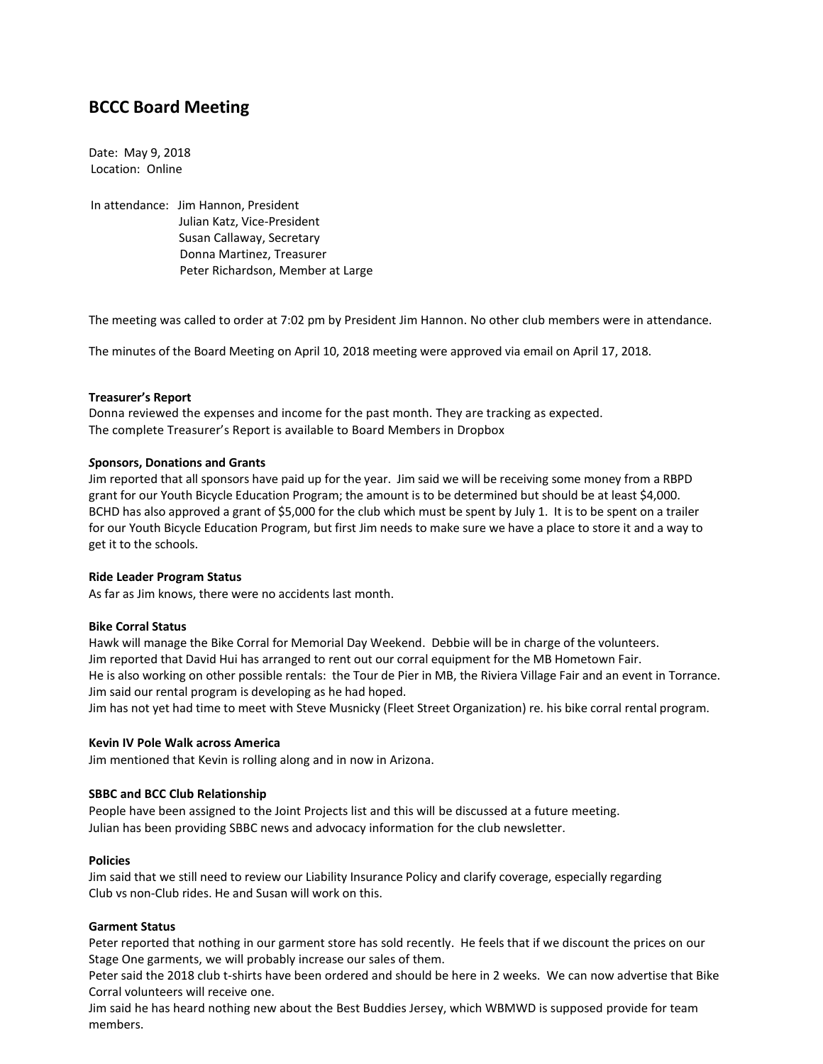# BCCC Board Meeting

Date: May 9, 2018
Location: Online

In attendance: Jim Hannon, President
Julian Katz, Vice-President
Susan Callaway, Secretary
Donna Martinez, Treasurer
Peter Richardson, Member at Large

The meeting was called to order at 7:02 pm by President Jim Hannon. No other club members were in attendance.

The minutes of the Board Meeting on April 10, 2018 meeting were approved via email on April 17, 2018.

**Treasurer's Report**
Donna reviewed the expenses and income for the past month. They are tracking as expected.
The complete Treasurer's Report is available to Board Members in Dropbox

***S*ponsors, Donations and Grants**
Jim reported that all sponsors have paid up for the year. Jim said we will be receiving some money from a RBPD grant for our Youth Bicycle Education Program; the amount is to be determined but should be at least $4,000. BCHD has also approved a grant of $5,000 for the club which must be spent by July 1. It is to be spent on a trailer for our Youth Bicycle Education Program, but first Jim needs to make sure we have a place to store it and a way to get it to the schools.

**Ride Leader Program Status**
As far as Jim knows, there were no accidents last month.

**Bike Corral Status**
Hawk will manage the Bike Corral for Memorial Day Weekend. Debbie will be in charge of the volunteers.
Jim reported that David Hui has arranged to rent out our corral equipment for the MB Hometown Fair.
He is also working on other possible rentals: the Tour de Pier in MB, the Riviera Village Fair and an event in Torrance.
Jim said our rental program is developing as he had hoped.
Jim has not yet had time to meet with Steve Musnicky (Fleet Street Organization) re. his bike corral rental program.

**Kevin IV Pole Walk across America**
Jim mentioned that Kevin is rolling along and in now in Arizona.

**SBBC and BCC Club Relationship**
People have been assigned to the Joint Projects list and this will be discussed at a future meeting.
Julian has been providing SBBC news and advocacy information for the club newsletter.

**Policies**
Jim said that we still need to review our Liability Insurance Policy and clarify coverage, especially regarding Club vs non-Club rides. He and Susan will work on this.

**Garment Status**
Peter reported that nothing in our garment store has sold recently. He feels that if we discount the prices on our Stage One garments, we will probably increase our sales of them.
Peter said the 2018 club t-shirts have been ordered and should be here in 2 weeks. We can now advertise that Bike Corral volunteers will receive one.
Jim said he has heard nothing new about the Best Buddies Jersey, which WBMWD is supposed provide for team members.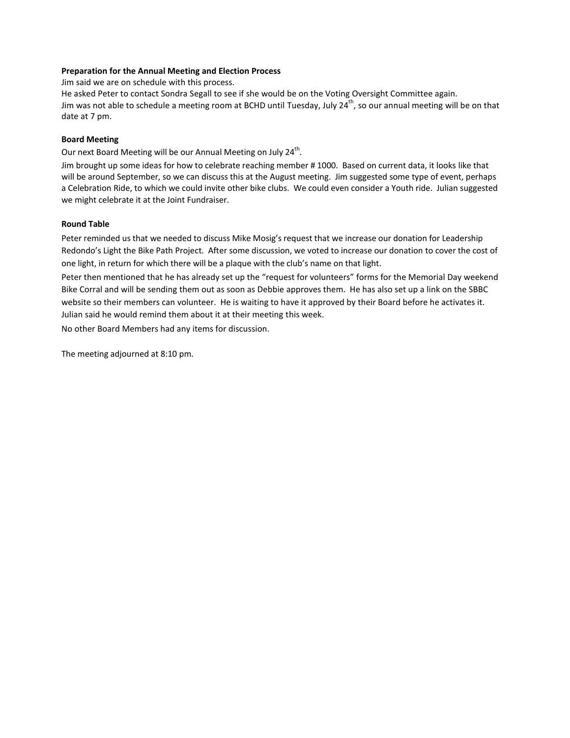**Preparation for the Annual Meeting and Election Process**

Jim said we are on schedule with this process.
He asked Peter to contact Sondra Segall to see if she would be on the Voting Oversight Committee again.
Jim was not able to schedule a meeting room at BCHD until Tuesday, July 24th, so our annual meeting will be on that date at 7 pm.

**Board Meeting**

Our next Board Meeting will be our Annual Meeting on July 24th.

Jim brought up some ideas for how to celebrate reaching member # 1000. Based on current data, it looks like that will be around September, so we can discuss this at the August meeting. Jim suggested some type of event, perhaps a Celebration Ride, to which we could invite other bike clubs. We could even consider a Youth ride. Julian suggested we might celebrate it at the Joint Fundraiser.

**Round Table**

Peter reminded us that we needed to discuss Mike Mosig's request that we increase our donation for Leadership Redondo's Light the Bike Path Project. After some discussion, we voted to increase our donation to cover the cost of one light, in return for which there will be a plaque with the club's name on that light.

Peter then mentioned that he has already set up the "request for volunteers" forms for the Memorial Day weekend Bike Corral and will be sending them out as soon as Debbie approves them. He has also set up a link on the SBBC website so their members can volunteer. He is waiting to have it approved by their Board before he activates it. Julian said he would remind them about it at their meeting this week.

No other Board Members had any items for discussion.

The meeting adjourned at 8:10 pm.